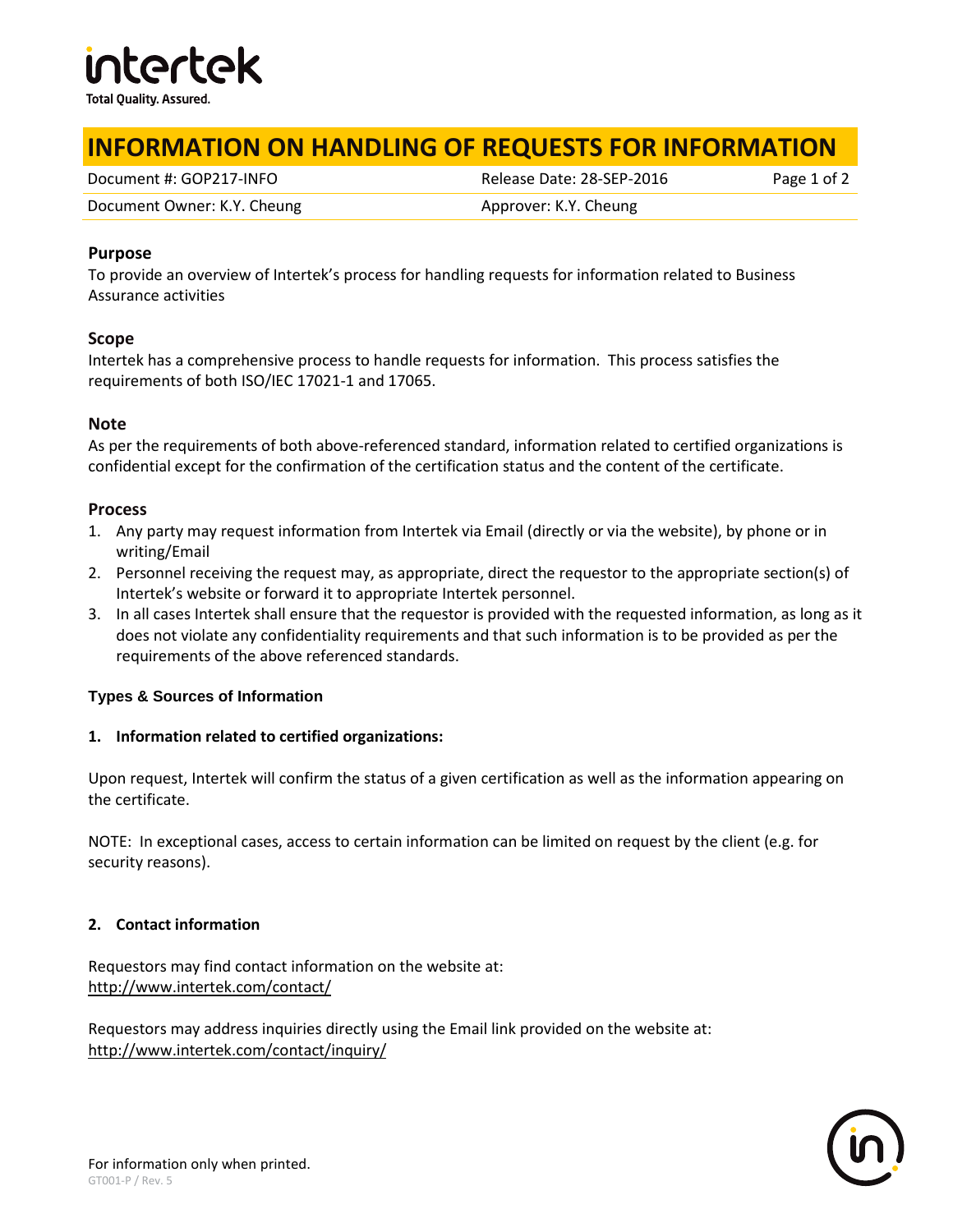# INFORMATION ON HANDLING OF REQUESTS FOR INFORMATION

| Document #: GOP217-INFO | Release Date: 28-SEP-2016 |
|---|---|
| Document Owner: K.Y. Cheung | Approver: K.Y. Cheung |

## Purpose

To provide an overview of Intertek's process for handling requests for information related to Business Assurance activities

## Scope

Intertek has a comprehensive process to handle requests for information. This process satisfies the requirements of both ISO/IEC 17021-1 and 17065.

## Note

As per the requirements of both above-referenced standard, information related to certified organizations is confidential except for the confirmation of the certification status and the content of the certificate.

## Process

1. Any party may request information from Intertek via Email (directly or via the website), by phone or in writing/Email
2. Personnel receiving the request may, as appropriate, direct the requestor to the appropriate section(s) of Intertek's website or forward it to appropriate Intertek personnel.
3. In all cases Intertek shall ensure that the requestor is provided with the requested information, as long as it does not violate any confidentiality requirements and that such information is to be provided as per the requirements of the above referenced standards.

## Types & Sources of Information

### 1. Information related to certified organizations:

Upon request, Intertek will confirm the status of a given certification as well as the information appearing on the certificate.

NOTE: In exceptional cases, access to certain information can be limited on request by the client (e.g. for security reasons).

### 2. Contact information

Requestors may find contact information on the website at:
http://www.intertek.com/contact/

Requestors may address inquiries directly using the Email link provided on the website at:
http://www.intertek.com/contact/inquiry/

For information only when printed.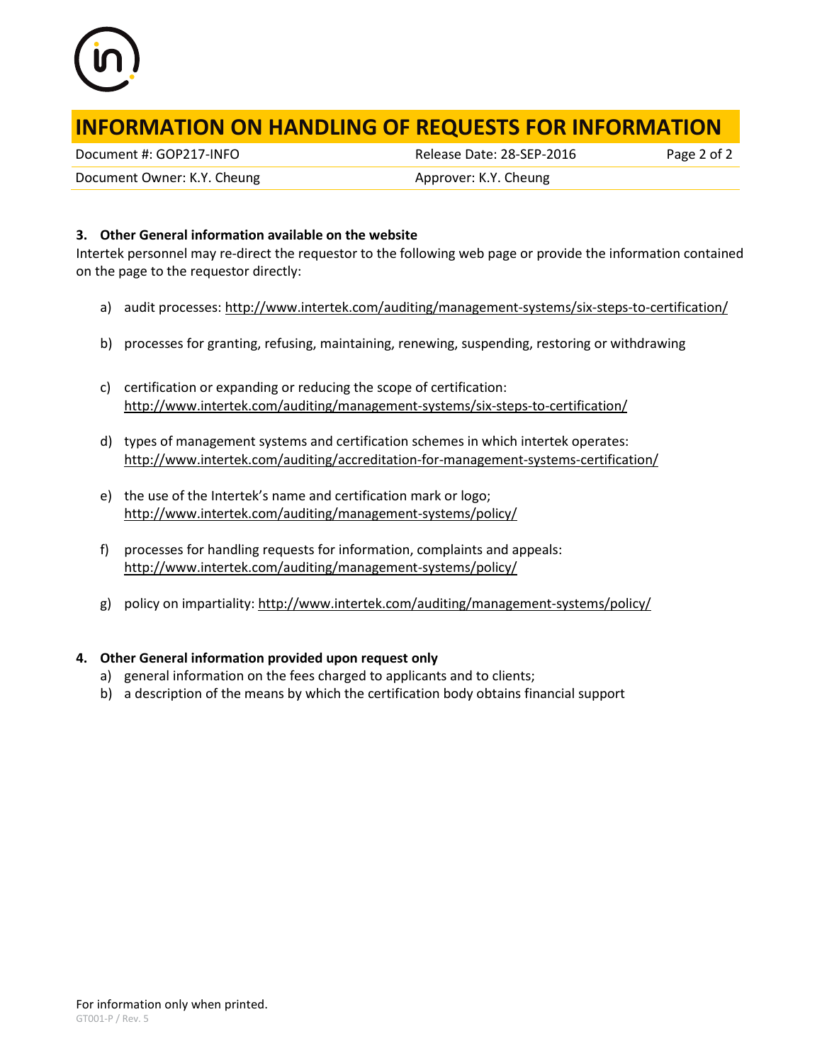### 3. Other General information available on the website

Intertek personnel may re-direct the requestor to the following web page or provide the information contained on the page to the requestor directly:

a) audit processes: http://www.intertek.com/auditing/management-systems/six-steps-to-certification/

b) processes for granting, refusing, maintaining, renewing, suspending, restoring or withdrawing

c) certification or expanding or reducing the scope of certification: http://www.intertek.com/auditing/management-systems/six-steps-to-certification/

d) types of management systems and certification schemes in which intertek operates: http://www.intertek.com/auditing/accreditation-for-management-systems-certification/

e) the use of the Intertek's name and certification mark or logo; http://www.intertek.com/auditing/management-systems/policy/

f) processes for handling requests for information, complaints and appeals: http://www.intertek.com/auditing/management-systems/policy/

g) policy on impartiality: http://www.intertek.com/auditing/management-systems/policy/

### 4. Other General information provided upon request only

a) general information on the fees charged to applicants and to clients;
b) a description of the means by which the certification body obtains financial support